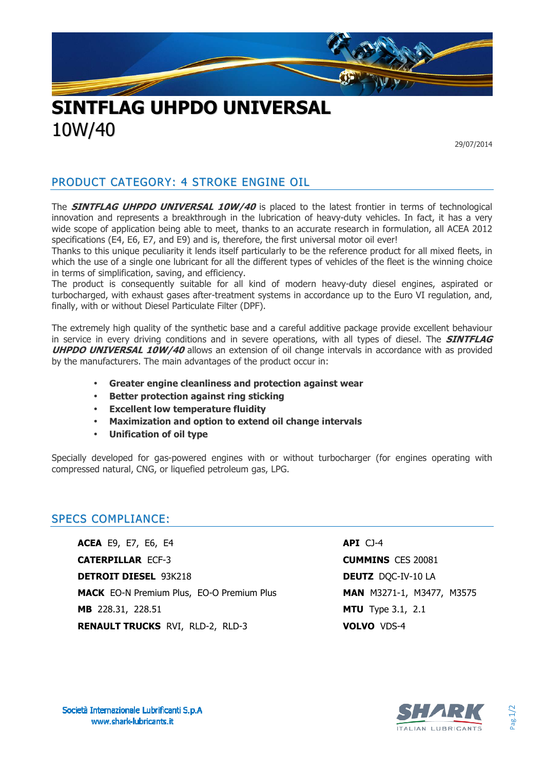# SINTFLAG UHPDO UNIVERSAL

10W/40

29/07/2014

## PRODUCT CATEGORY: 4 STROKE ENGINE OIL

The ***SINTFLAG UHPDO UNIVERSAL 10W/40*** is placed to the latest frontier in terms of technological innovation and represents a breakthrough in the lubrication of heavy-duty vehicles. In fact, it has a very wide scope of application being able to meet, thanks to an accurate research in formulation, all ACEA 2012 specifications (E4, E6, E7, and E9) and is, therefore, the first universal motor oil ever!

Thanks to this unique peculiarity it lends itself particularly to be the reference product for all mixed fleets, in which the use of a single one lubricant for all the different types of vehicles of the fleet is the winning choice in terms of simplification, saving, and efficiency.

The product is consequently suitable for all kind of modern heavy-duty diesel engines, aspirated or turbocharged, with exhaust gases after-treatment systems in accordance up to the Euro VI regulation, and, finally, with or without Diesel Particulate Filter (DPF).

The extremely high quality of the synthetic base and a careful additive package provide excellent behaviour in service in every driving conditions and in severe operations, with all types of diesel. The ***SINTFLAG UHPDO UNIVERSAL 10W/40*** allows an extension of oil change intervals in accordance with as provided by the manufacturers. The main advantages of the product occur in:

- **Greater engine cleanliness and protection against wear**
- **Better protection against ring sticking**
- **Excellent low temperature fluidity**
- **Maximization and option to extend oil change intervals**
- **Unification of oil type**

Specially developed for gas-powered engines with or without turbocharger (for engines operating with compressed natural, CNG, or liquefied petroleum gas, LPG.

## SPECS COMPLIANCE:

**ACEA** E9, E7, E6, E4

**CATERPILLAR** ECF-3

**DETROIT DIESEL** 93K218

**MACK** EO-N Premium Plus, EO-O Premium Plus

**MB** 228.31, 228.51

**RENAULT TRUCKS** RVI, RLD-2, RLD-3

**API** CJ-4

**CUMMINS** CES 20081

**DEUTZ** DQC-IV-10 LA

**MAN** M3271-1, M3477, M3575

**MTU** Type 3.1, 2.1

**VOLVO** VDS-4

Società Internazionale Lubrificanti S.p.A
www.shark-lubricants.it

SHARK ITALIAN LUBRICANTS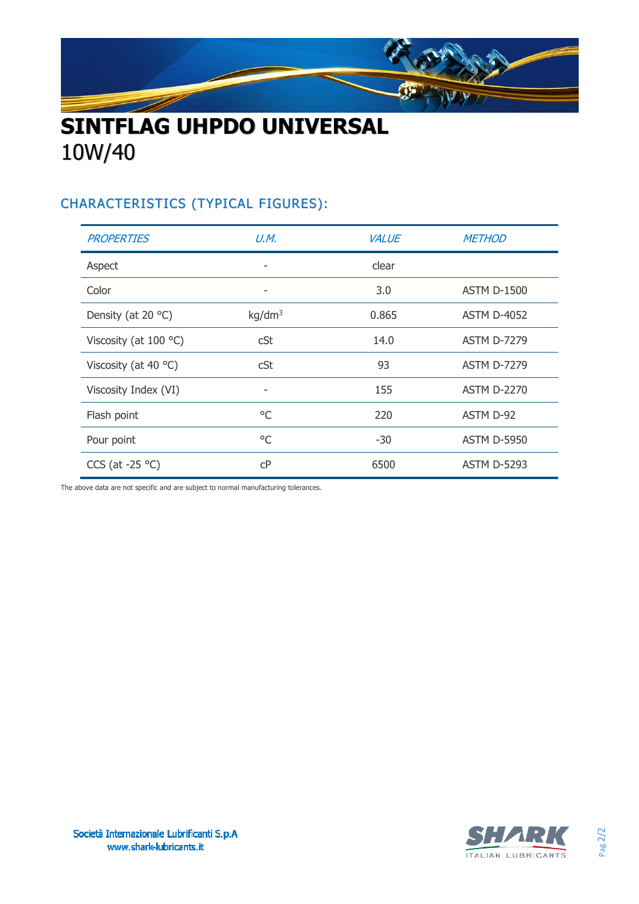# SINTFLAG UHPDO UNIVERSAL
10W/40

## CHARACTERISTICS (TYPICAL FIGURES):

| *PROPERTIES* | *U.M.* | *VALUE* | *METHOD* |
|---|---|---|---|
| Aspect | - | clear | |
| Color | - | 3.0 | ASTM D-1500 |
| Density (at 20 °C) | $kg/dm^3$ | 0.865 | ASTM D-4052 |
| Viscosity (at 100 °C) | cSt | 14.0 | ASTM D-7279 |
| Viscosity (at 40 °C) | cSt | 93 | ASTM D-7279 |
| Viscosity Index (VI) | - | 155 | ASTM D-2270 |
| Flash point | °C | 220 | ASTM D-92 |
| Pour point | °C | -30 | ASTM D-5950 |
| CCS (at -25 °C) | cP | 6500 | ASTM D-5293 |

The above data are not specific and are subject to normal manufacturing tolerances.

Società Internazionale Lubrificanti S.p.A
www.shark-lubricants.it

SHARK ITALIAN LUBRICANTS